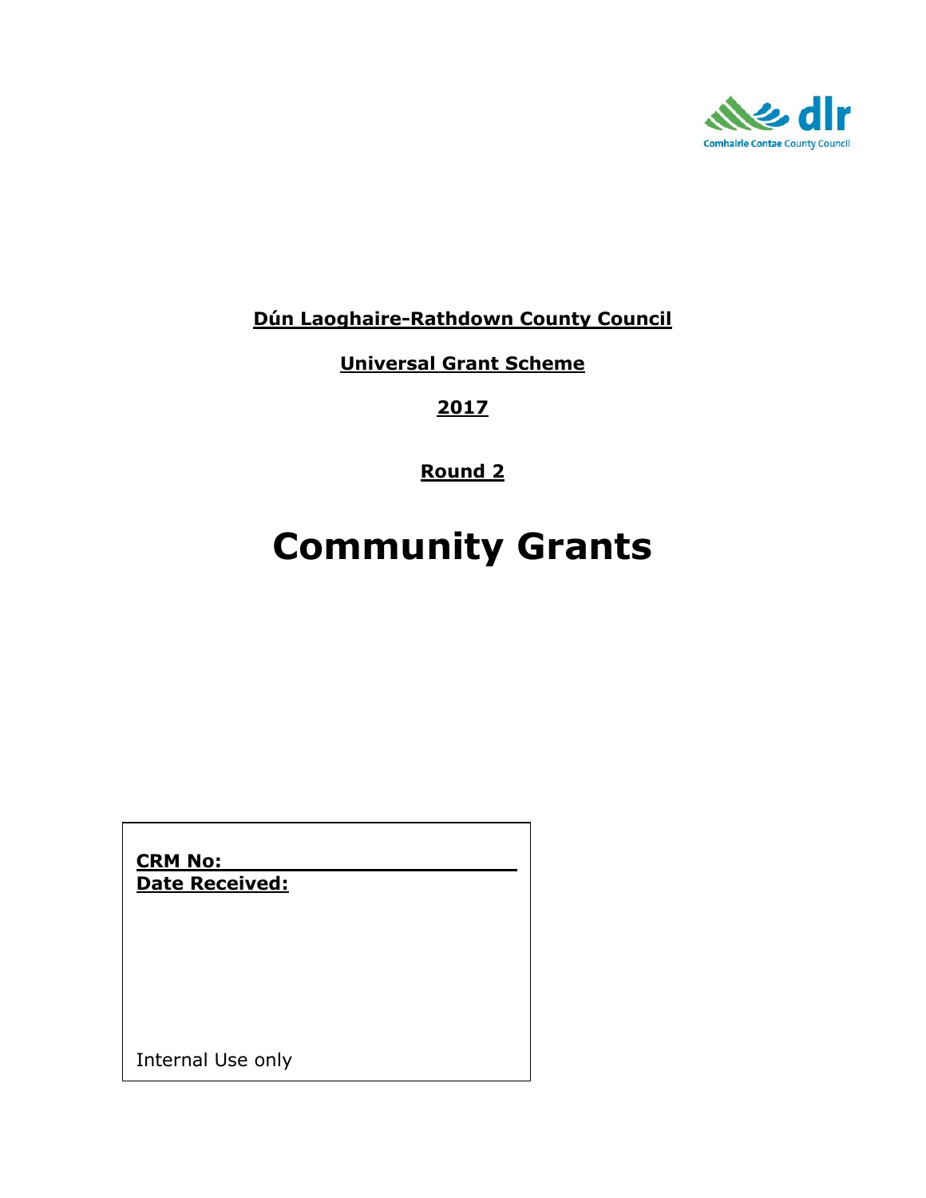Comhairle Contae County Council

**Dún Laoghaire-Rathdown County Council**

**Universal Grant Scheme**

**2017**

**Round 2**

# Community Grants

**CRM No:**
**Date Received:**

Internal Use only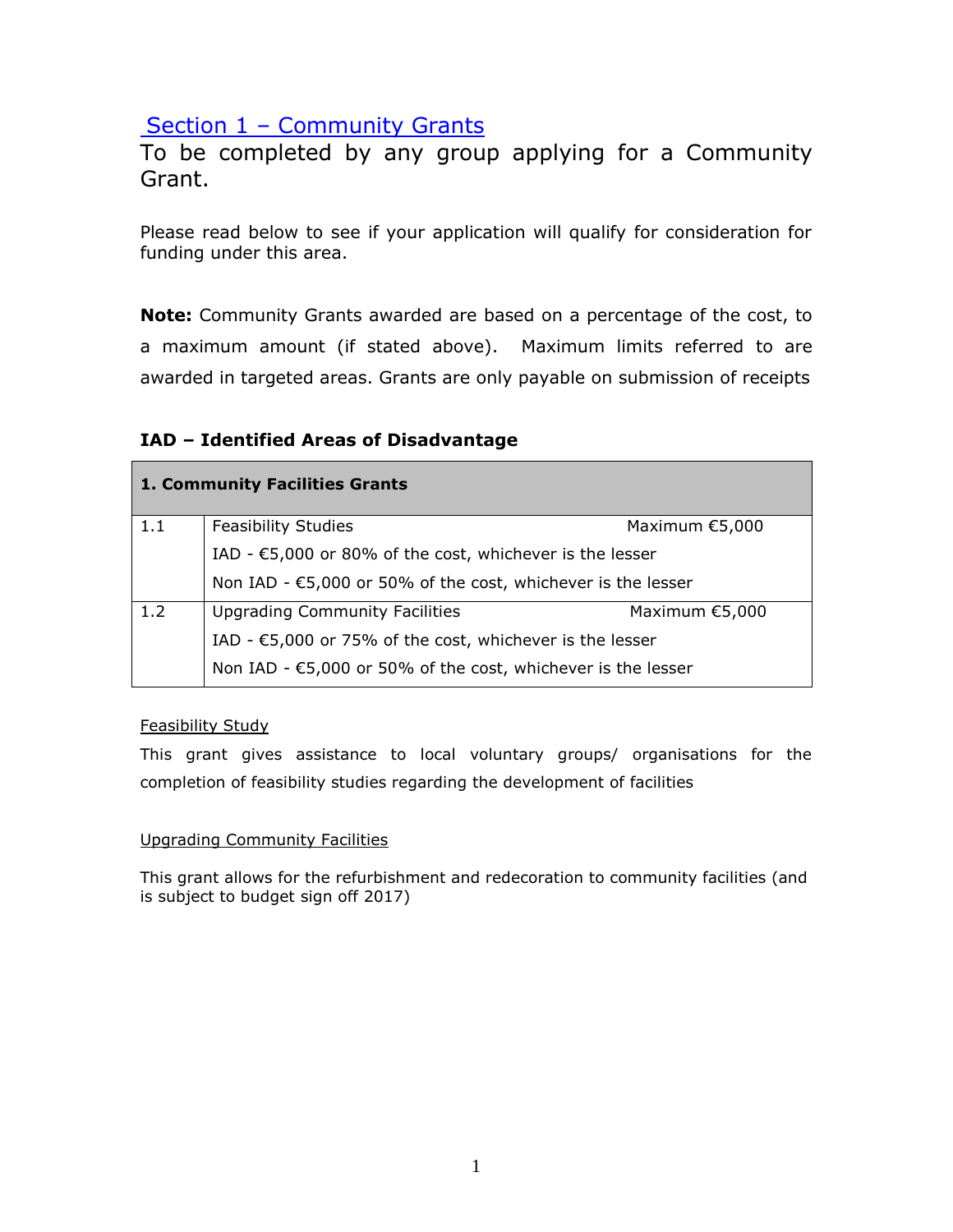## Section 1 – Community Grants

To be completed by any group applying for a Community Grant.

Please read below to see if your application will qualify for consideration for funding under this area.

**Note:** Community Grants awarded are based on a percentage of the cost, to a maximum amount (if stated above). Maximum limits referred to are awarded in targeted areas. Grants are only payable on submission of receipts

**IAD – Identified Areas of Disadvantage**

| **1. Community Facilities Grants** | | |
|---|---|---|
| 1.1 | Feasibility Studies | Maximum €5,000 |
| | IAD - €5,000 or 80% of the cost, whichever is the lesser | |
| | Non IAD - €5,000 or 50% of the cost, whichever is the lesser | |
| 1.2 | Upgrading Community Facilities | Maximum €5,000 |
| | IAD - €5,000 or 75% of the cost, whichever is the lesser | |
| | Non IAD - €5,000 or 50% of the cost, whichever is the lesser | |

Feasibility Study

This grant gives assistance to local voluntary groups/ organisations for the completion of feasibility studies regarding the development of facilities

Upgrading Community Facilities

This grant allows for the refurbishment and redecoration to community facilities (and is subject to budget sign off 2017)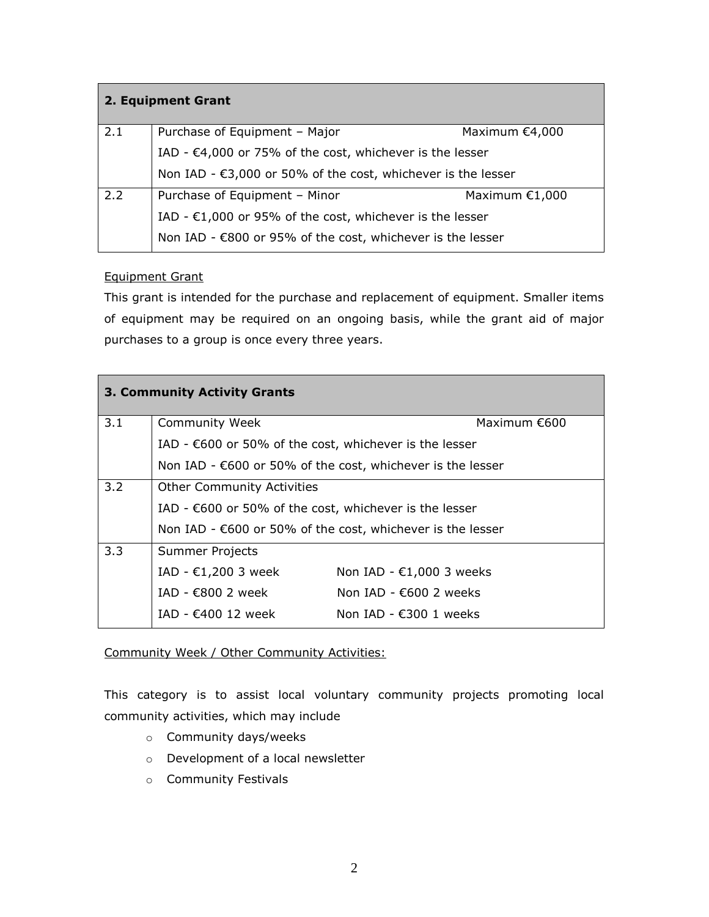| **2. Equipment Grant** | | |
|---|---|---|
| 2.1 | Purchase of Equipment – Major | Maximum €4,000 |
| | IAD - €4,000 or 75% of the cost, whichever is the lesser | |
| | Non IAD - €3,000 or 50% of the cost, whichever is the lesser | |
| 2.2 | Purchase of Equipment – Minor | Maximum €1,000 |
| | IAD - €1,000 or 95% of the cost, whichever is the lesser | |
| | Non IAD - €800 or 95% of the cost, whichever is the lesser | |

Equipment Grant

This grant is intended for the purchase and replacement of equipment. Smaller items of equipment may be required on an ongoing basis, while the grant aid of major purchases to a group is once every three years.

| **3. Community Activity Grants** | | |
|---|---|---|
| 3.1 | Community Week | Maximum €600 |
| | IAD - €600 or 50% of the cost, whichever is the lesser | |
| | Non IAD - €600 or 50% of the cost, whichever is the lesser | |
| 3.2 | Other Community Activities | |
| | IAD - €600 or 50% of the cost, whichever is the lesser | |
| | Non IAD - €600 or 50% of the cost, whichever is the lesser | |
| 3.3 | Summer Projects | |
| | IAD - €1,200 3 week | Non IAD - €1,000 3 weeks |
| | IAD - €800 2 week | Non IAD - €600 2 weeks |
| | IAD - €400 12 week | Non IAD - €300 1 weeks |

Community Week / Other Community Activities:

This category is to assist local voluntary community projects promoting local community activities, which may include

- Community days/weeks
- Development of a local newsletter
- Community Festivals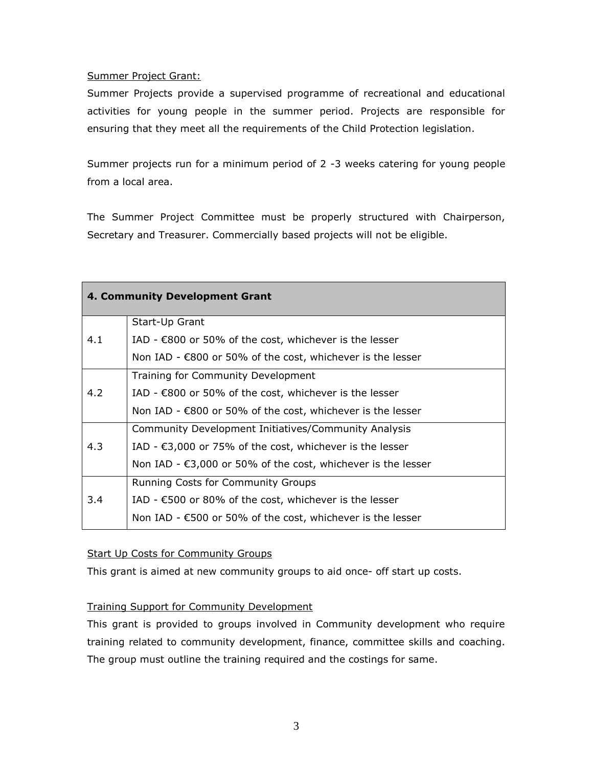Summer Project Grant:

Summer Projects provide a supervised programme of recreational and educational activities for young people in the summer period. Projects are responsible for ensuring that they meet all the requirements of the Child Protection legislation.

Summer projects run for a minimum period of 2 -3 weeks catering for young people from a local area.

The Summer Project Committee must be properly structured with Chairperson, Secretary and Treasurer. Commercially based projects will not be eligible.

| **4. Community Development Grant** | |
|---|---|
| 4.1 | Start-Up Grant<br>IAD - €800 or 50% of the cost, whichever is the lesser<br>Non IAD - €800 or 50% of the cost, whichever is the lesser |
| 4.2 | Training for Community Development<br>IAD - €800 or 50% of the cost, whichever is the lesser<br>Non IAD - €800 or 50% of the cost, whichever is the lesser |
| 4.3 | Community Development Initiatives/Community Analysis<br>IAD - €3,000 or 75% of the cost, whichever is the lesser<br>Non IAD - €3,000 or 50% of the cost, whichever is the lesser |
| 3.4 | Running Costs for Community Groups<br>IAD - €500 or 80% of the cost, whichever is the lesser<br>Non IAD - €500 or 50% of the cost, whichever is the lesser |

Start Up Costs for Community Groups

This grant is aimed at new community groups to aid once- off start up costs.

Training Support for Community Development

This grant is provided to groups involved in Community development who require training related to community development, finance, committee skills and coaching. The group must outline the training required and the costings for same.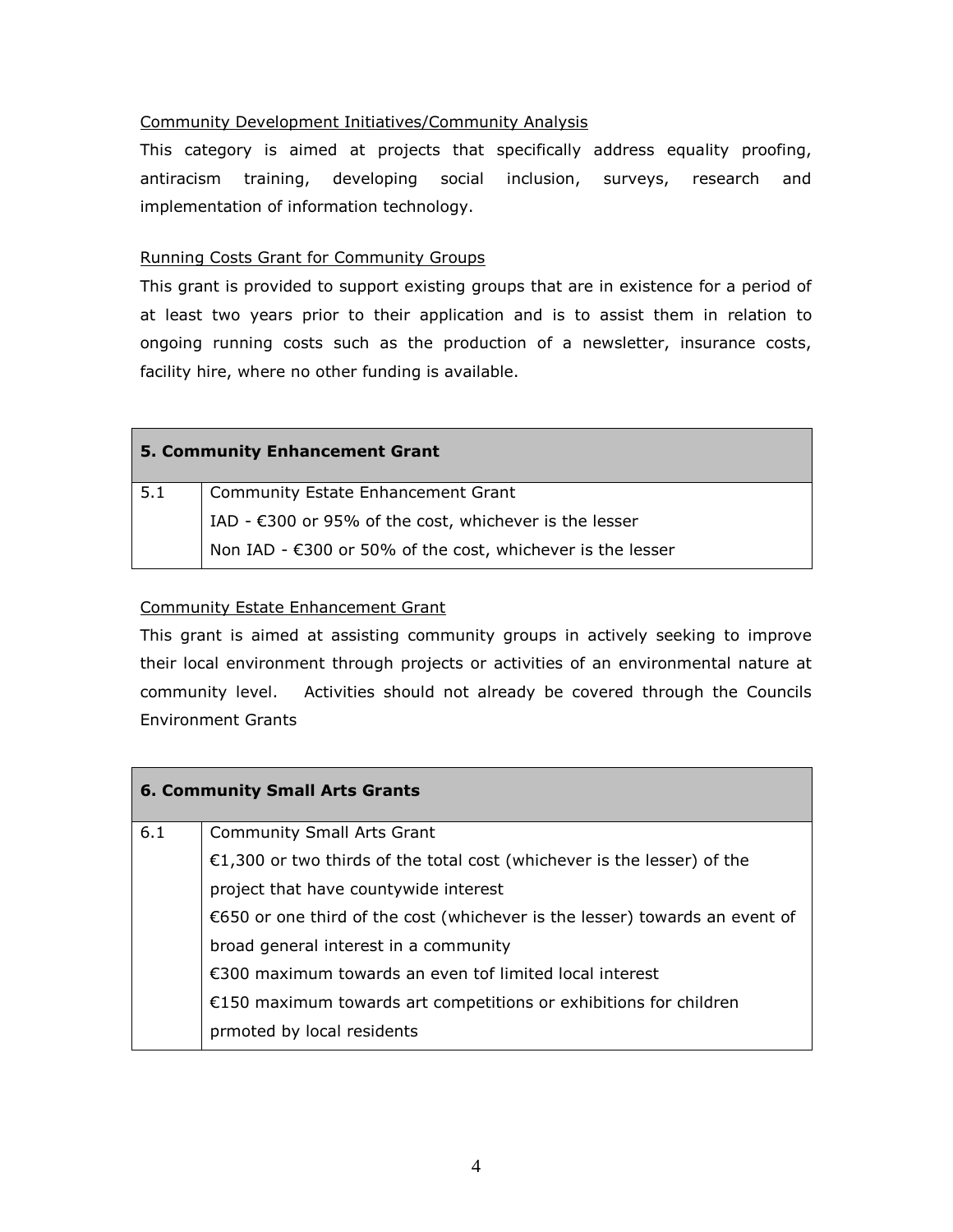Community Development Initiatives/Community Analysis

This category is aimed at projects that specifically address equality proofing, antiracism training, developing social inclusion, surveys, research and implementation of information technology.

Running Costs Grant for Community Groups

This grant is provided to support existing groups that are in existence for a period of at least two years prior to their application and is to assist them in relation to ongoing running costs such as the production of a newsletter, insurance costs, facility hire, where no other funding is available.

| **5. Community Enhancement Grant** | |
|---|---|
| 5.1 | Community Estate Enhancement Grant<br>IAD - €300 or 95% of the cost, whichever is the lesser<br>Non IAD - €300 or 50% of the cost, whichever is the lesser |

Community Estate Enhancement Grant

This grant is aimed at assisting community groups in actively seeking to improve their local environment through projects or activities of an environmental nature at community level. Activities should not already be covered through the Councils Environment Grants

| **6. Community Small Arts Grants** | |
|---|---|
| 6.1 | Community Small Arts Grant<br>€1,300 or two thirds of the total cost (whichever is the lesser) of the project that have countywide interest<br>€650 or one third of the cost (whichever is the lesser) towards an event of broad general interest in a community<br>€300 maximum towards an even tof limited local interest<br>€150 maximum towards art competitions or exhibitions for children prmoted by local residents |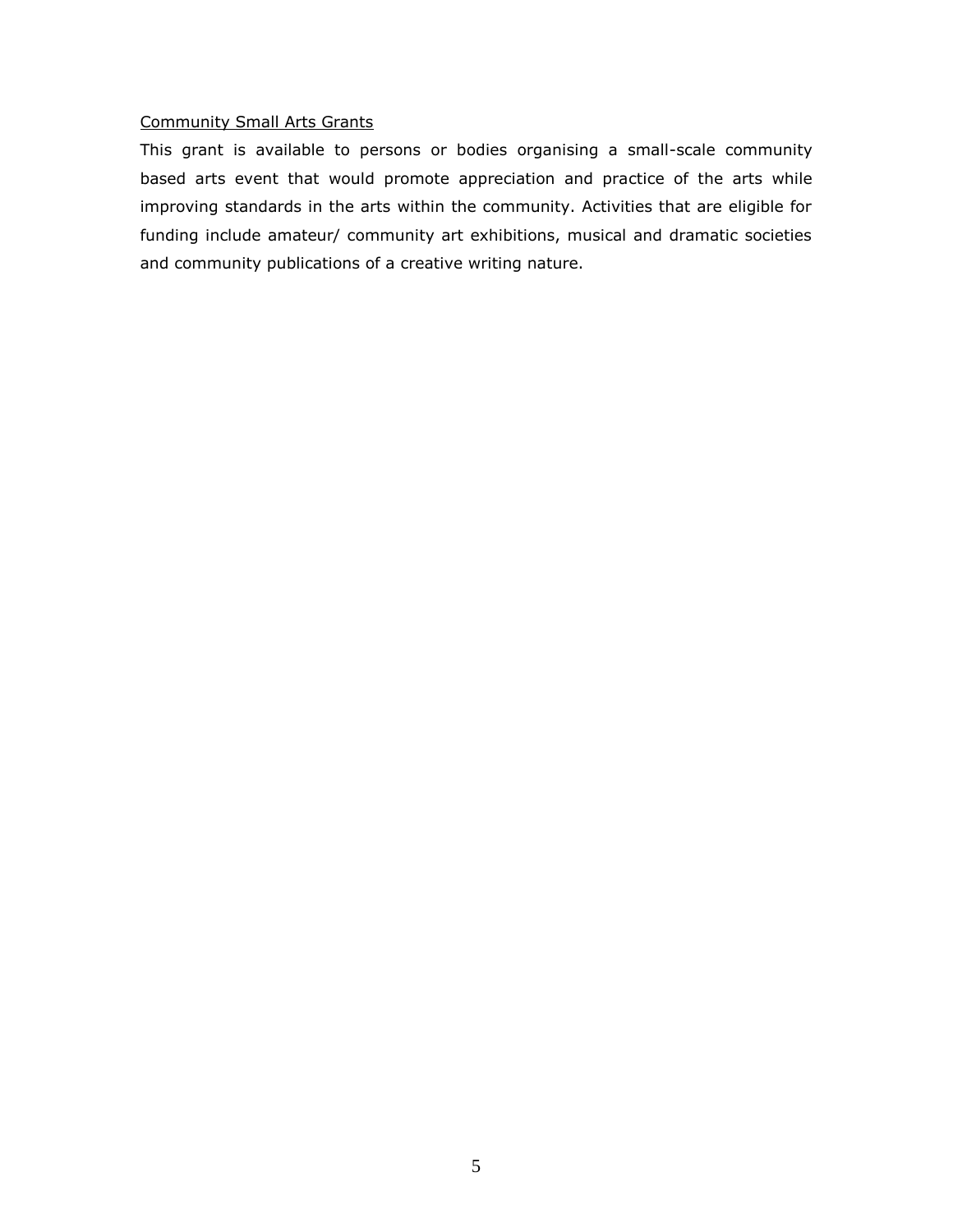Community Small Arts Grants

This grant is available to persons or bodies organising a small-scale community based arts event that would promote appreciation and practice of the arts while improving standards in the arts within the community. Activities that are eligible for funding include amateur/ community art exhibitions, musical and dramatic societies and community publications of a creative writing nature.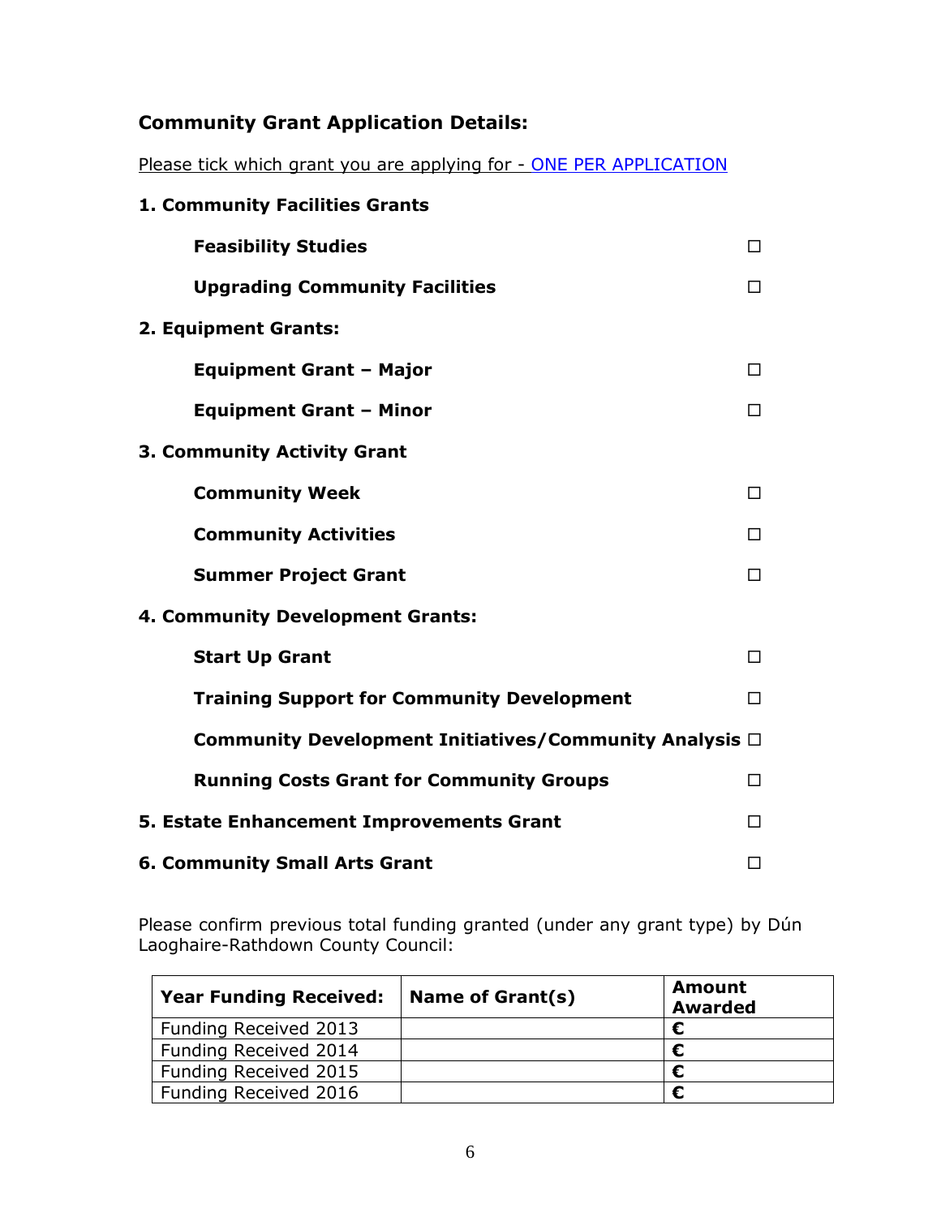### Community Grant Application Details:

Please tick which grant you are applying for - ONE PER APPLICATION

**1. Community Facilities Grants**

- **Feasibility Studies** ☐
- **Upgrading Community Facilities** ☐

**2. Equipment Grants:**

- **Equipment Grant – Major** ☐
- **Equipment Grant – Minor** ☐

**3. Community Activity Grant**

- **Community Week** ☐
- **Community Activities** ☐
- **Summer Project Grant** ☐

**4. Community Development Grants:**

- **Start Up Grant** ☐
- **Training Support for Community Development** ☐
- **Community Development Initiatives/Community Analysis** ☐
- **Running Costs Grant for Community Groups** ☐

**5. Estate Enhancement Improvements Grant** ☐

**6. Community Small Arts Grant** ☐

Please confirm previous total funding granted (under any grant type) by Dún Laoghaire-Rathdown County Council:

| Year Funding Received: | Name of Grant(s) | Amount Awarded |
|---|---|---|
| Funding Received 2013 | | € |
| Funding Received 2014 | | € |
| Funding Received 2015 | | € |
| Funding Received 2016 | | € |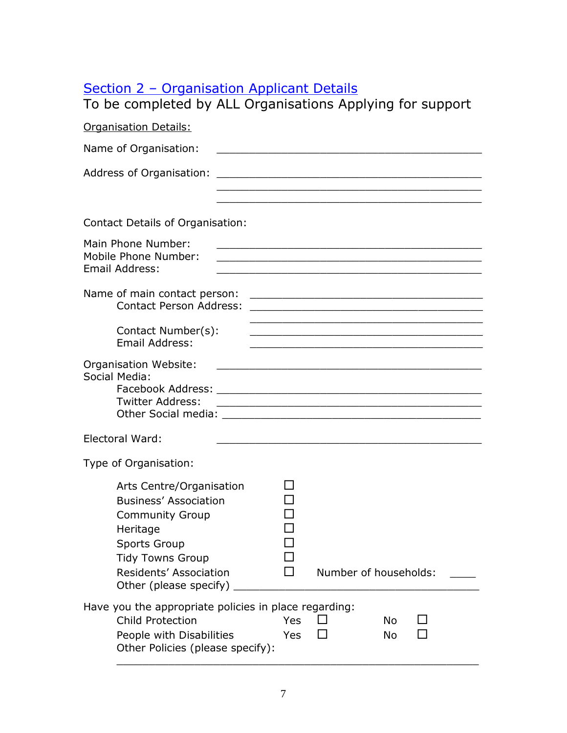## Section 2 – Organisation Applicant Details

To be completed by ALL Organisations Applying for support

Organisation Details:

Name of Organisation: ___________________________________________

Address of Organisation: ___________________________________________
___________________________________________
___________________________________________

Contact Details of Organisation:

Main Phone Number: ___________________________________________
Mobile Phone Number: ___________________________________________
Email Address: ___________________________________________

Name of main contact person: ______________________________________
Contact Person Address: ______________________________________
______________________________________
Contact Number(s): ______________________________________
Email Address: ______________________________________

Organisation Website: ___________________________________________
Social Media:
Facebook Address: ___________________________________________
Twitter Address: ___________________________________________
Other Social media: ___________________________________________

Electoral Ward: ___________________________________________

Type of Organisation:

- Arts Centre/Organisation ☐
- Business' Association ☐
- Community Group ☐
- Heritage ☐
- Sports Group ☐
- Tidy Towns Group ☐
- Residents' Association ☐ Number of households: ____
- Other (please specify) ________________________________________

Have you the appropriate policies in place regarding:

| | | | | |
|---|---|---|---|---|
| Child Protection | Yes | ☐ | No | ☐ |
| People with Disabilities | Yes | ☐ | No | ☐ |

Other Policies (please specify):

_______________________________________________________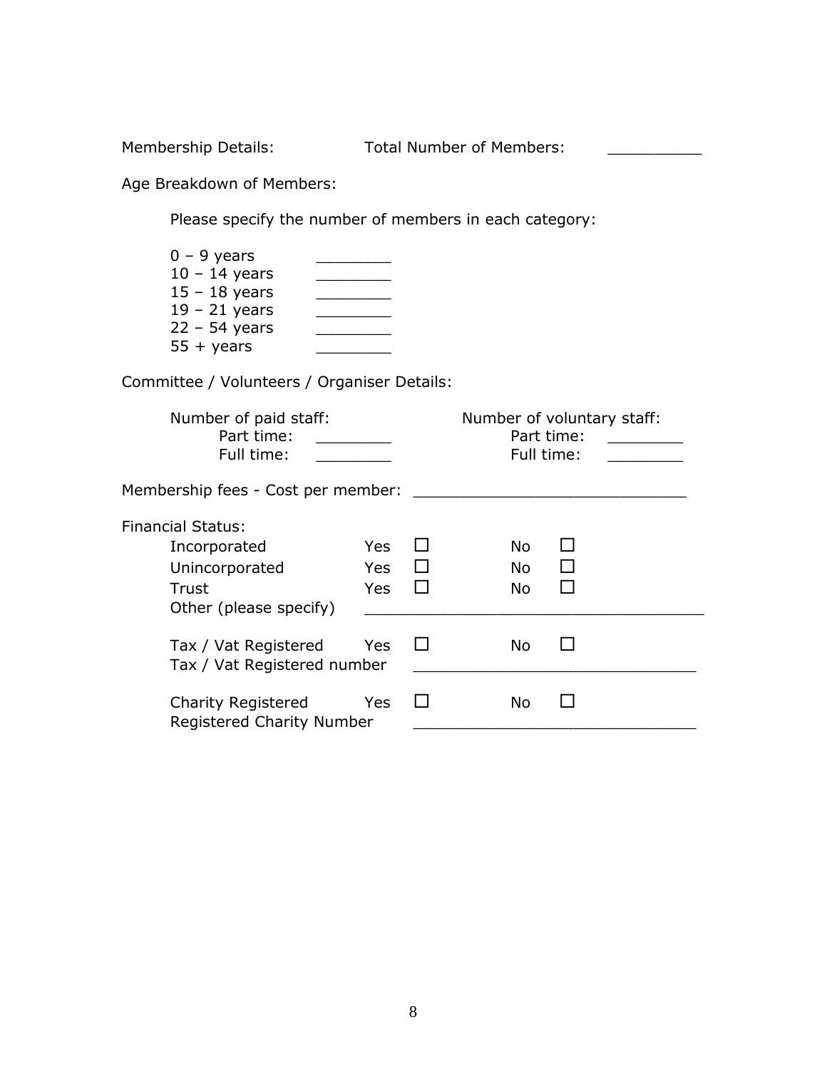Membership Details: Total Number of Members: __________

Age Breakdown of Members:

Please specify the number of members in each category:

0 – 9 years ________
10 – 14 years ________
15 – 18 years ________
19 – 21 years ________
22 – 54 years ________
55 + years ________

Committee / Volunteers / Organiser Details:

| Number of paid staff: | | Number of voluntary staff: | |
|---|---|---|---|
| Part time: | ________ | Part time: | ________ |
| Full time: | ________ | Full time: | ________ |

Membership fees - Cost per member: ____________________________

Financial Status:

| | | | | |
|---|---|---|---|---|
| Incorporated | Yes | ☐ | No | ☐ |
| Unincorporated | Yes | ☐ | No | ☐ |
| Trust | Yes | ☐ | No | ☐ |

Other (please specify) ____________________________________

| | | | | |
|---|---|---|---|---|
| Tax / Vat Registered | Yes | ☐ | No | ☐ |

Tax / Vat Registered number ______________________________

| | | | | |
|---|---|---|---|---|
| Charity Registered | Yes | ☐ | No | ☐ |

Registered Charity Number ______________________________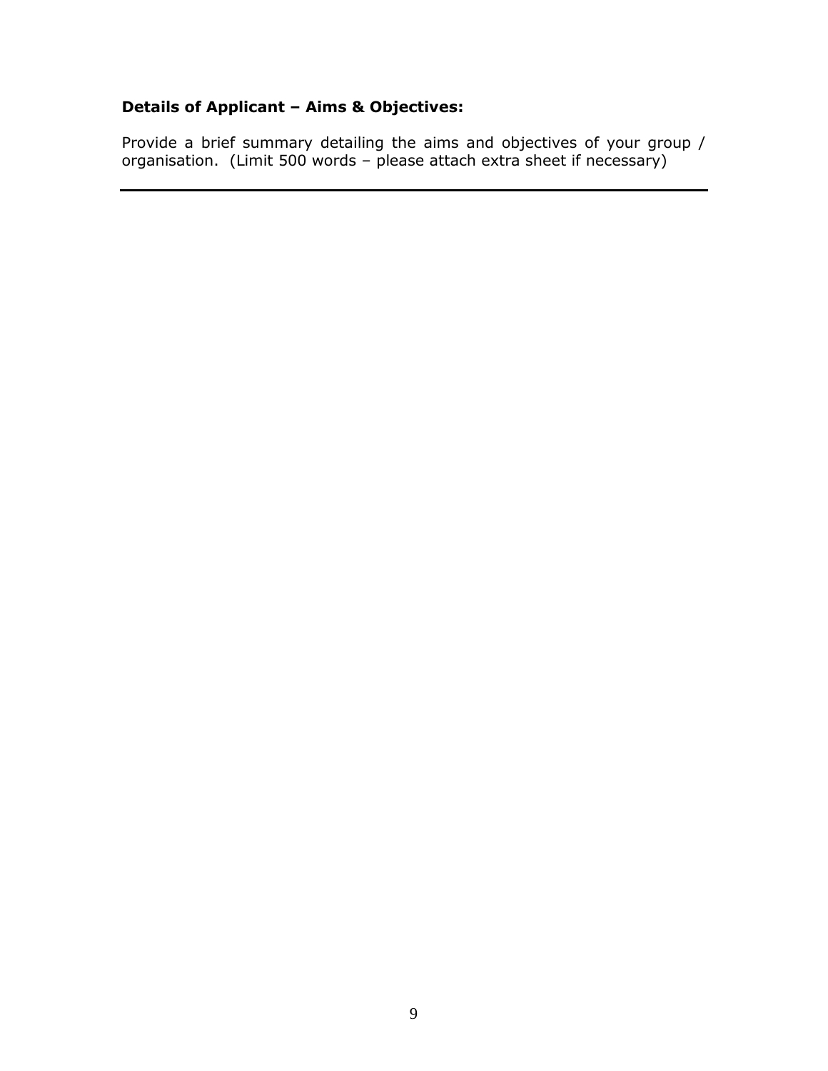**Details of Applicant – Aims & Objectives:**

Provide a brief summary detailing the aims and objectives of your group / organisation. (Limit 500 words – please attach extra sheet if necessary)

---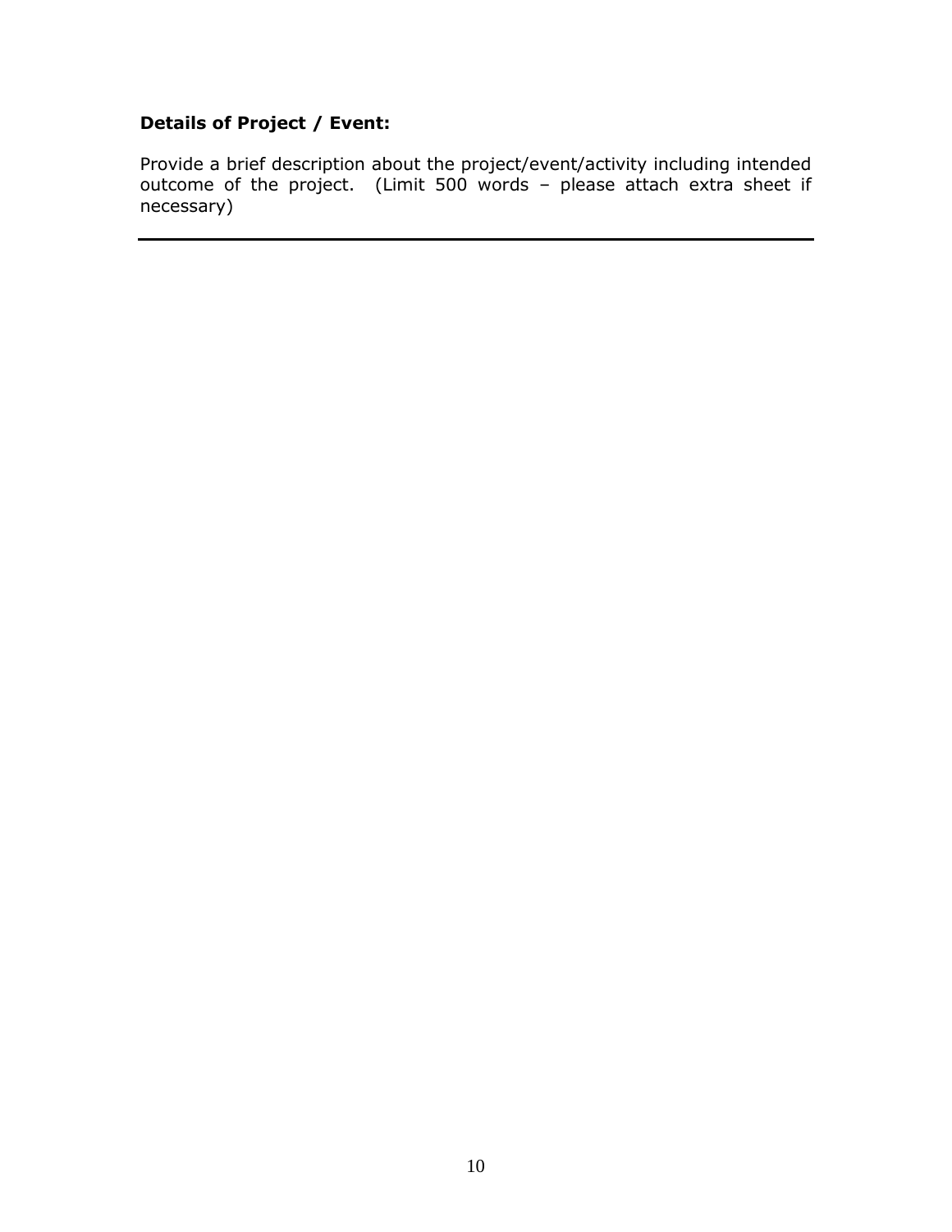**Details of Project / Event:**

Provide a brief description about the project/event/activity including intended outcome of the project. (Limit 500 words – please attach extra sheet if necessary)

---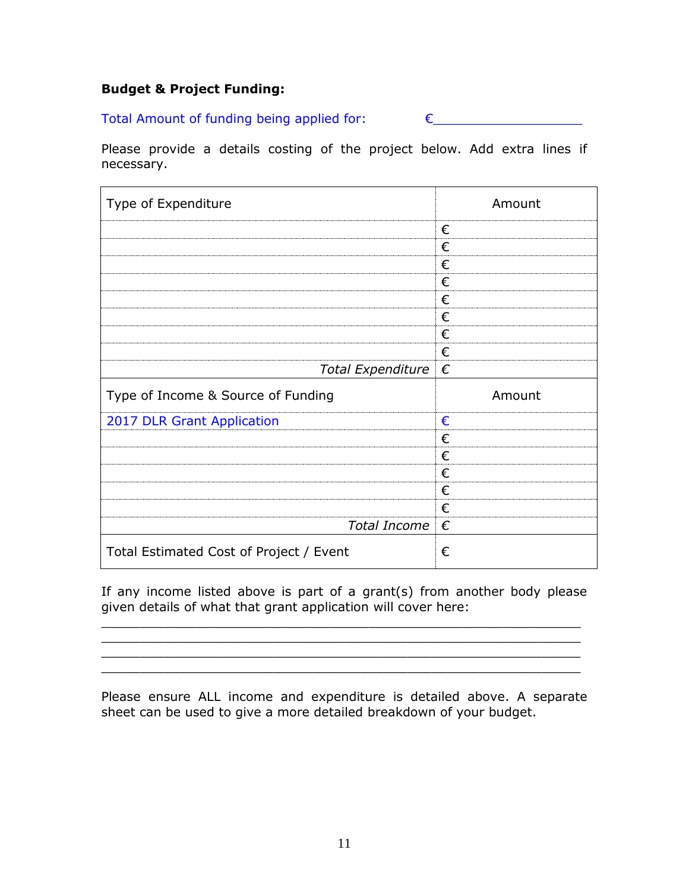**Budget & Project Funding:**

Total Amount of funding being applied for: €\_\_\_\_\_\_\_\_\_\_\_\_\_\_\_\_\_\_\_

Please provide a details costing of the project below. Add extra lines if necessary.

| Type of Expenditure | Amount |
|---|---|
| | € |
| | € |
| | € |
| | € |
| | € |
| | € |
| | € |
| | € |
| *Total Expenditure* | € |
| **Type of Income & Source of Funding** | **Amount** |
| 2017 DLR Grant Application | € |
| | € |
| | € |
| | € |
| | € |
| | € |
| *Total Income* | € |
| Total Estimated Cost of Project / Event | € |

If any income listed above is part of a grant(s) from another body please given details of what that grant application will cover here:

\_\_\_\_\_\_\_\_\_\_\_\_\_\_\_\_\_\_\_\_\_\_\_\_\_\_\_\_\_\_\_\_\_\_\_\_\_\_\_\_\_\_\_\_\_\_\_\_\_\_\_\_\_\_\_\_\_\_\_\_
\_\_\_\_\_\_\_\_\_\_\_\_\_\_\_\_\_\_\_\_\_\_\_\_\_\_\_\_\_\_\_\_\_\_\_\_\_\_\_\_\_\_\_\_\_\_\_\_\_\_\_\_\_\_\_\_\_\_\_\_
\_\_\_\_\_\_\_\_\_\_\_\_\_\_\_\_\_\_\_\_\_\_\_\_\_\_\_\_\_\_\_\_\_\_\_\_\_\_\_\_\_\_\_\_\_\_\_\_\_\_\_\_\_\_\_\_\_\_\_\_
\_\_\_\_\_\_\_\_\_\_\_\_\_\_\_\_\_\_\_\_\_\_\_\_\_\_\_\_\_\_\_\_\_\_\_\_\_\_\_\_\_\_\_\_\_\_\_\_\_\_\_\_\_\_\_\_\_\_\_\_

Please ensure ALL income and expenditure is detailed above. A separate sheet can be used to give a more detailed breakdown of your budget.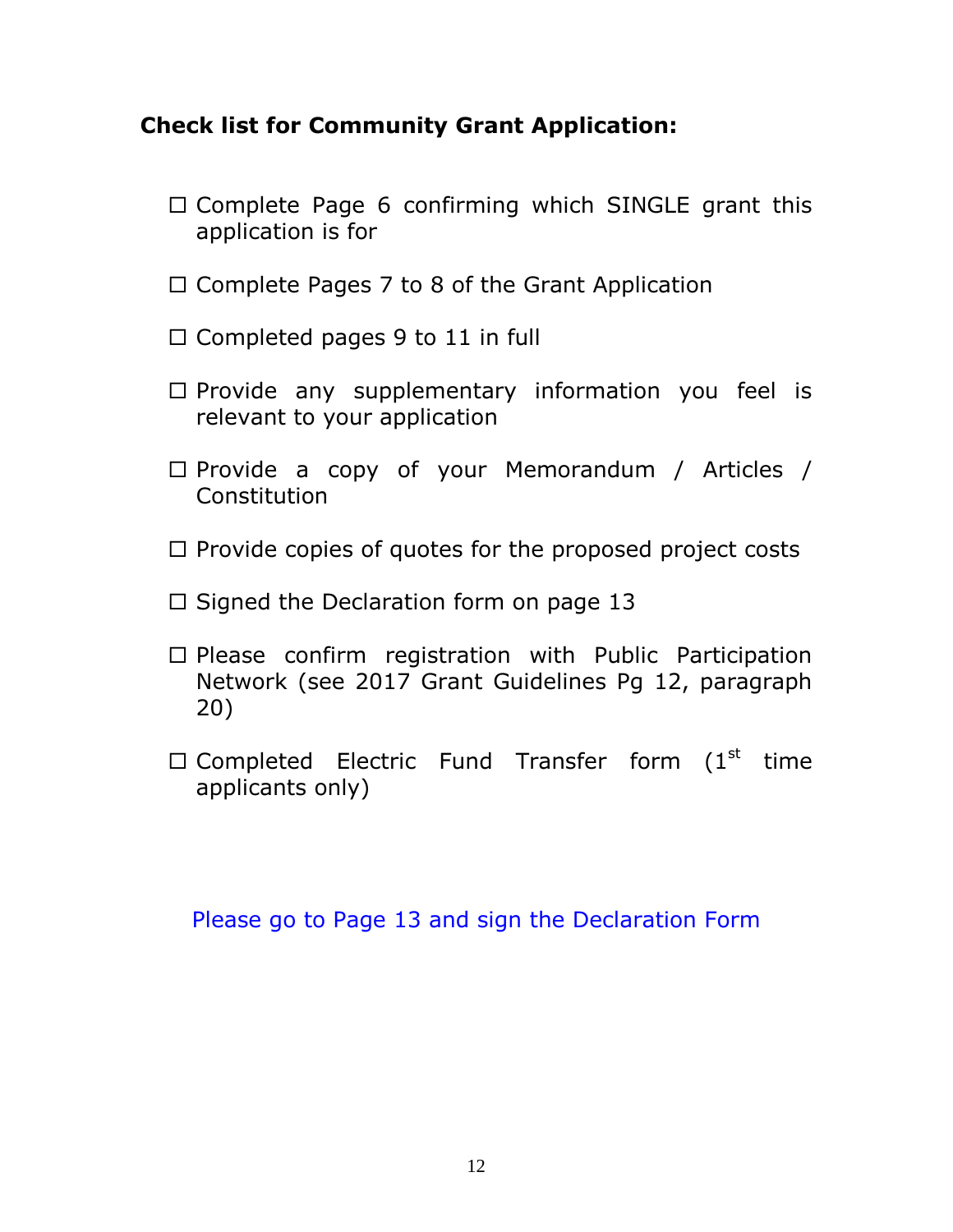**Check list for Community Grant Application:**

- ☐ Complete Page 6 confirming which SINGLE grant this application is for
- ☐ Complete Pages 7 to 8 of the Grant Application
- ☐ Completed pages 9 to 11 in full
- ☐ Provide any supplementary information you feel is relevant to your application
- ☐ Provide a copy of your Memorandum / Articles / Constitution
- ☐ Provide copies of quotes for the proposed project costs
- ☐ Signed the Declaration form on page 13
- ☐ Please confirm registration with Public Participation Network (see 2017 Grant Guidelines Pg 12, paragraph 20)
- ☐ Completed Electric Fund Transfer form (1st time applicants only)

Please go to Page 13 and sign the Declaration Form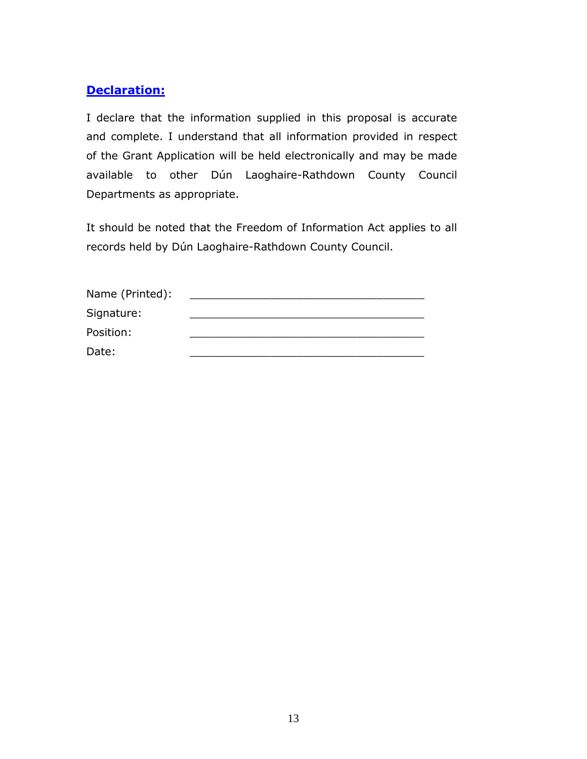## **Declaration:**

I declare that the information supplied in this proposal is accurate and complete. I understand that all information provided in respect of the Grant Application will be held electronically and may be made available to other Dún Laoghaire-Rathdown County Council Departments as appropriate.

It should be noted that the Freedom of Information Act applies to all records held by Dún Laoghaire-Rathdown County Council.

Name (Printed): ___________________________________

Signature: ___________________________________

Position: ___________________________________

Date: ___________________________________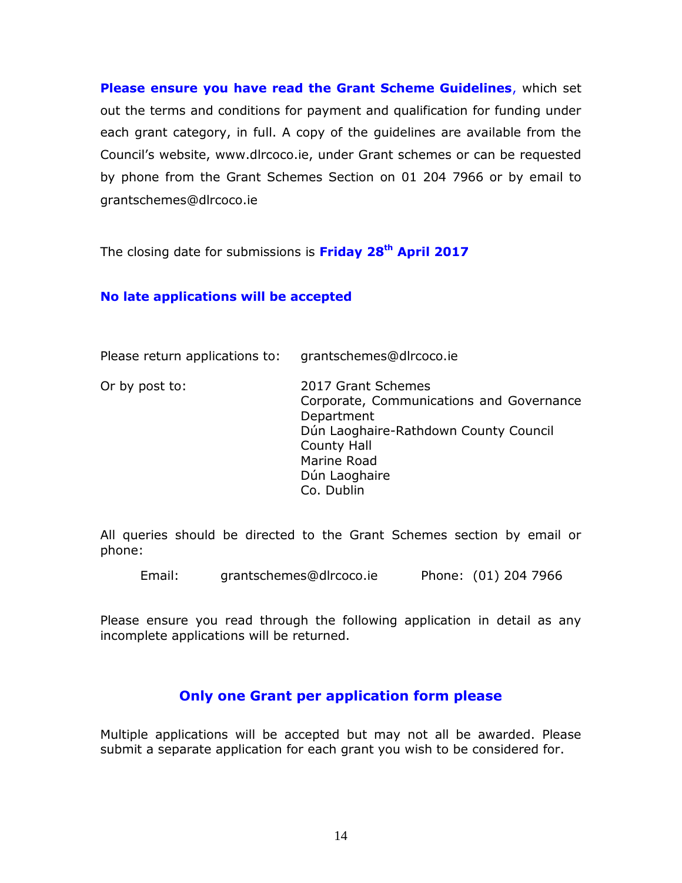**Please ensure you have read the Grant Scheme Guidelines**, which set out the terms and conditions for payment and qualification for funding under each grant category, in full. A copy of the guidelines are available from the Council's website, www.dlrcoco.ie, under Grant schemes or can be requested by phone from the Grant Schemes Section on 01 204 7966 or by email to grantschemes@dlrcoco.ie

The closing date for submissions is **Friday 28th April 2017**

**No late applications will be accepted**

| | |
|---|---|
| Please return applications to: | grantschemes@dlrcoco.ie |
| Or by post to: | 2017 Grant Schemes<br>Corporate, Communications and Governance Department<br>Dún Laoghaire-Rathdown County Council<br>County Hall<br>Marine Road<br>Dún Laoghaire<br>Co. Dublin |

All queries should be directed to the Grant Schemes section by email or phone:

Email: grantschemes@dlrcoco.ie Phone: (01) 204 7966

Please ensure you read through the following application in detail as any incomplete applications will be returned.

**Only one Grant per application form please**

Multiple applications will be accepted but may not all be awarded. Please submit a separate application for each grant you wish to be considered for.